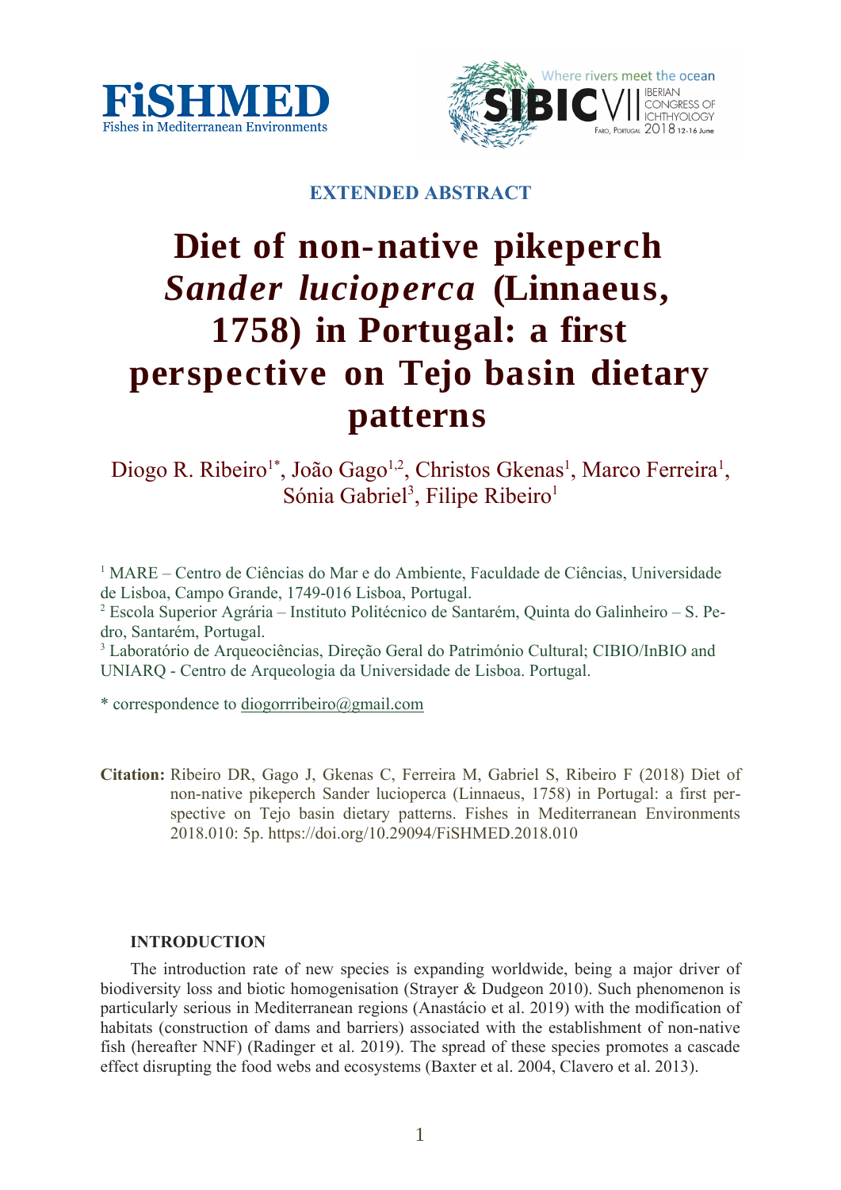**EXTENDED ABSTRACT**

# Diet of non-native pikeperch *Sander lucioperca* (Linnaeus, 1758) in Portugal: a first perspective on Tejo basin dietary patterns

Diogo R. Ribeiro[1*], João Gago[1,2], Christos Gkenas[1], Marco Ferreira[1], Sónia Gabriel[3], Filipe Ribeiro[1]

[1] MARE – Centro de Ciências do Mar e do Ambiente, Faculdade de Ciências, Universidade de Lisboa, Campo Grande, 1749-016 Lisboa, Portugal.
[2] Escola Superior Agrária – Instituto Politécnico de Santarém, Quinta do Galinheiro – S. Pedro, Santarém, Portugal.
[3] Laboratório de Arqueociências, Direção Geral do Património Cultural; CIBIO/InBIO and UNIARQ - Centro de Arqueologia da Universidade de Lisboa. Portugal.

* correspondence to diogorrribeiro@gmail.com

**Citation:** Ribeiro DR, Gago J, Gkenas C, Ferreira M, Gabriel S, Ribeiro F (2018) Diet of non-native pikeperch Sander lucioperca (Linnaeus, 1758) in Portugal: a first perspective on Tejo basin dietary patterns. Fishes in Mediterranean Environments 2018.010: 5p. https://doi.org/10.29094/FiSHMED.2018.010

## INTRODUCTION

The introduction rate of new species is expanding worldwide, being a major driver of biodiversity loss and biotic homogenisation (Strayer & Dudgeon 2010). Such phenomenon is particularly serious in Mediterranean regions (Anastácio et al. 2019) with the modification of habitats (construction of dams and barriers) associated with the establishment of non-native fish (hereafter NNF) (Radinger et al. 2019). The spread of these species promotes a cascade effect disrupting the food webs and ecosystems (Baxter et al. 2004, Clavero et al. 2013).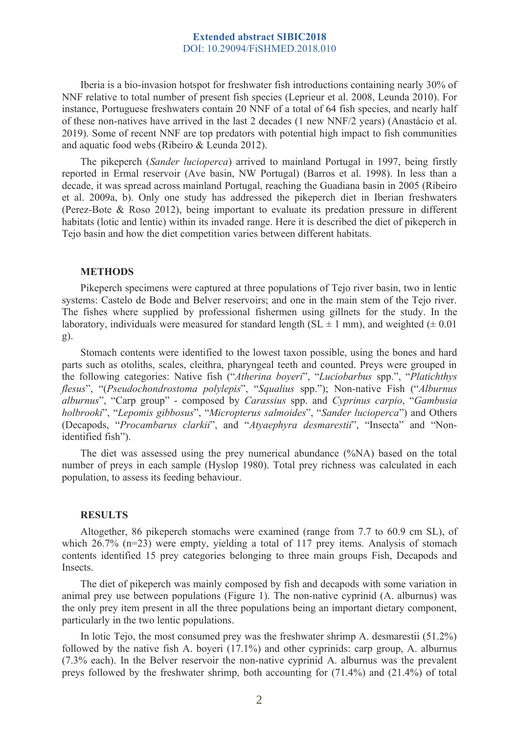Iberia is a bio-invasion hotspot for freshwater fish introductions containing nearly 30% of NNF relative to total number of present fish species (Leprieur et al. 2008, Leunda 2010). For instance, Portuguese freshwaters contain 20 NNF of a total of 64 fish species, and nearly half of these non-natives have arrived in the last 2 decades (1 new NNF/2 years) (Anastácio et al. 2019). Some of recent NNF are top predators with potential high impact to fish communities and aquatic food webs (Ribeiro & Leunda 2012).

The pikeperch (*Sander lucioperca*) arrived to mainland Portugal in 1997, being firstly reported in Ermal reservoir (Ave basin, NW Portugal) (Barros et al. 1998). In less than a decade, it was spread across mainland Portugal, reaching the Guadiana basin in 2005 (Ribeiro et al. 2009a, b). Only one study has addressed the pikeperch diet in Iberian freshwaters (Perez-Bote & Roso 2012), being important to evaluate its predation pressure in different habitats (lotic and lentic) within its invaded range. Here it is described the diet of pikeperch in Tejo basin and how the diet competition varies between different habitats.

## METHODS

Pikeperch specimens were captured at three populations of Tejo river basin, two in lentic systems: Castelo de Bode and Belver reservoirs; and one in the main stem of the Tejo river. The fishes where supplied by professional fishermen using gillnets for the study. In the laboratory, individuals were measured for standard length (SL ± 1 mm), and weighted (± 0.01 g).

Stomach contents were identified to the lowest taxon possible, using the bones and hard parts such as otoliths, scales, cleithra, pharyngeal teeth and counted. Preys were grouped in the following categories: Native fish ("*Atherina boyeri*", "*Luciobarbus* spp.", "*Platichthys flesus*", "(*Pseudochondrostoma polylepis*", "*Squalius* spp."); Non-native Fish ("*Alburnus alburnus*", "Carp group" - composed by *Carassius* spp. and *Cyprinus carpio*, "*Gambusia holbrooki*", "*Lepomis gibbosus*", "*Micropterus salmoides*", "*Sander lucioperca*") and Others (Decapods, "*Procambarus clarkii*", and "*Atyaephyra desmarestii*", "Insecta" and "Non-identified fish").

The diet was assessed using the prey numerical abundance (%NA) based on the total number of preys in each sample (Hyslop 1980). Total prey richness was calculated in each population, to assess its feeding behaviour.

## RESULTS

Altogether, 86 pikeperch stomachs were examined (range from 7.7 to 60.9 cm SL), of which 26.7% (n=23) were empty, yielding a total of 117 prey items. Analysis of stomach contents identified 15 prey categories belonging to three main groups Fish, Decapods and Insects.

The diet of pikeperch was mainly composed by fish and decapods with some variation in animal prey use between populations (Figure 1). The non-native cyprinid (A. alburnus) was the only prey item present in all the three populations being an important dietary component, particularly in the two lentic populations.

In lotic Tejo, the most consumed prey was the freshwater shrimp A. desmarestii (51.2%) followed by the native fish A. boyeri (17.1%) and other cyprinids: carp group, A. alburnus (7.3% each). In the Belver reservoir the non-native cyprinid A. alburnus was the prevalent preys followed by the freshwater shrimp, both accounting for (71.4%) and (21.4%) of total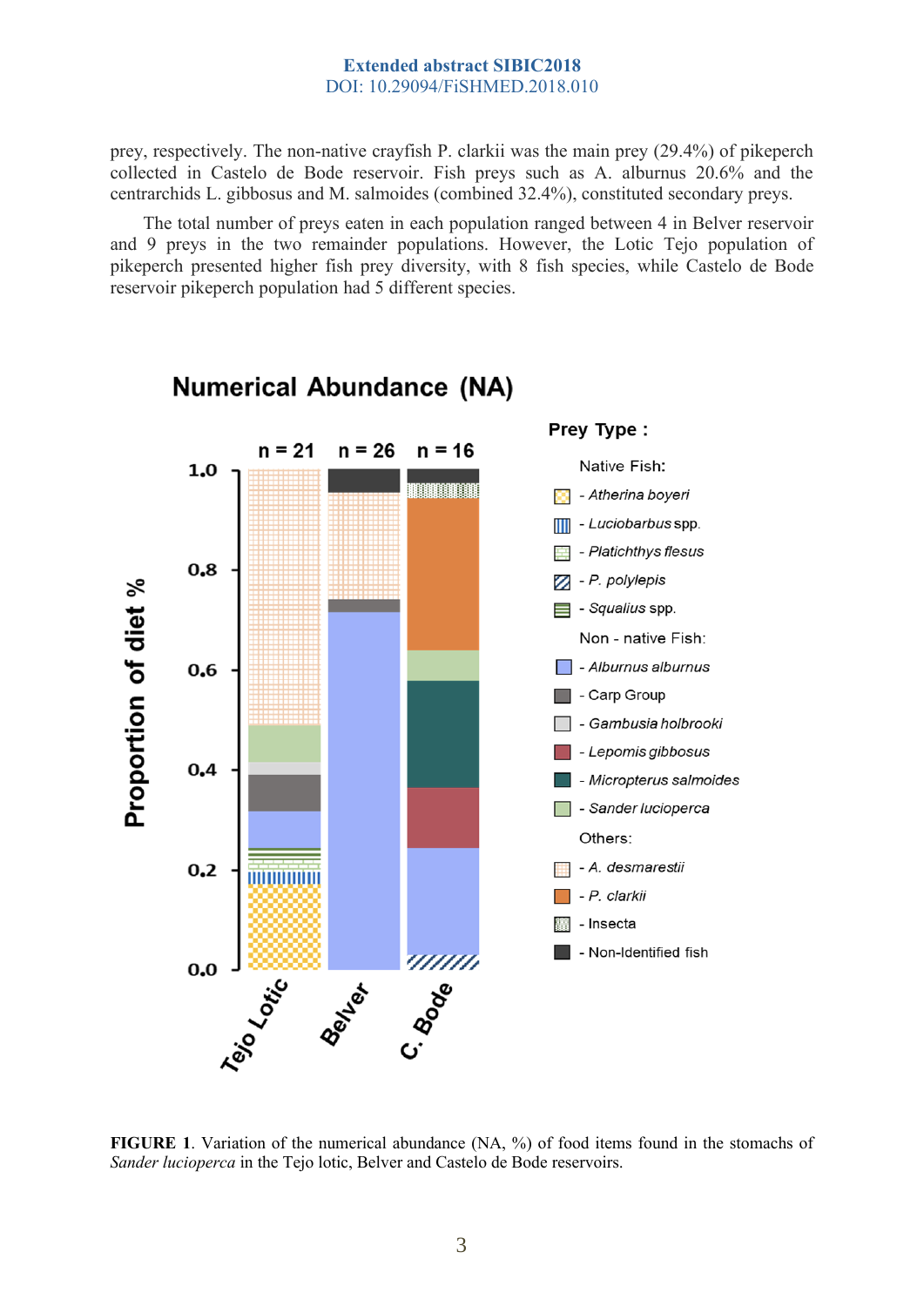prey, respectively. The non-native crayfish P. clarkii was the main prey (29.4%) of pikeperch collected in Castelo de Bode reservoir. Fish preys such as A. alburnus 20.6% and the centrarchids L. gibbosus and M. salmoides (combined 32.4%), constituted secondary preys.

The total number of preys eaten in each population ranged between 4 in Belver reservoir and 9 preys in the two remainder populations. However, the Lotic Tejo population of pikeperch presented higher fish prey diversity, with 8 fish species, while Castelo de Bode reservoir pikeperch population had 5 different species.

**FIGURE 1**. Variation of the numerical abundance (NA, %) of food items found in the stomachs of *Sander lucioperca* in the Tejo lotic, Belver and Castelo de Bode reservoirs.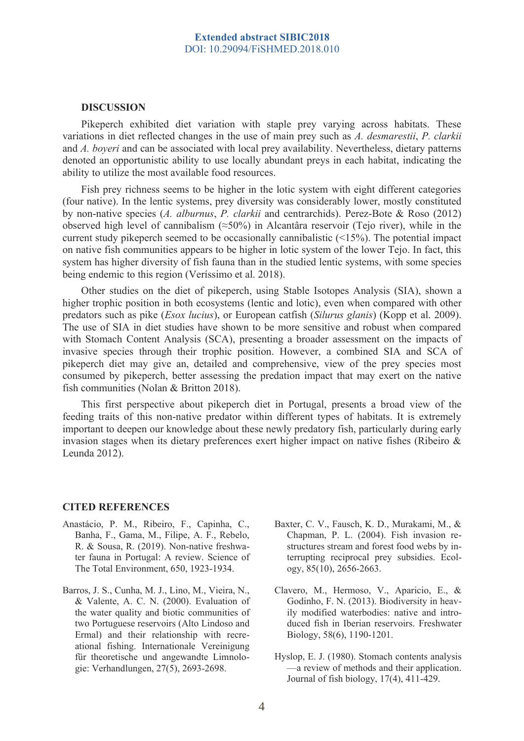## DISCUSSION

Pikeperch exhibited diet variation with staple prey varying across habitats. These variations in diet reflected changes in the use of main prey such as *A. desmarestii*, *P. clarkii* and *A. boyeri* and can be associated with local prey availability. Nevertheless, dietary patterns denoted an opportunistic ability to use locally abundant preys in each habitat, indicating the ability to utilize the most available food resources.

Fish prey richness seems to be higher in the lotic system with eight different categories (four native). In the lentic systems, prey diversity was considerably lower, mostly constituted by non-native species (*A. alburnus*, *P. clarkii* and centrarchids). Perez-Bote & Roso (2012) observed high level of cannibalism (≈50%) in Alcantâra reservoir (Tejo river), while in the current study pikeperch seemed to be occasionally cannibalistic (<15%). The potential impact on native fish communities appears to be higher in lotic system of the lower Tejo. In fact, this system has higher diversity of fish fauna than in the studied lentic systems, with some species being endemic to this region (Veríssimo et al. 2018).

Other studies on the diet of pikeperch, using Stable Isotopes Analysis (SIA), shown a higher trophic position in both ecosystems (lentic and lotic), even when compared with other predators such as pike (*Esox lucius*), or European catfish (*Silurus glanis*) (Kopp et al. 2009). The use of SIA in diet studies have shown to be more sensitive and robust when compared with Stomach Content Analysis (SCA), presenting a broader assessment on the impacts of invasive species through their trophic position. However, a combined SIA and SCA of pikeperch diet may give an, detailed and comprehensive, view of the prey species most consumed by pikeperch, better assessing the predation impact that may exert on the native fish communities (Nolan & Britton 2018).

This first perspective about pikeperch diet in Portugal, presents a broad view of the feeding traits of this non-native predator within different types of habitats. It is extremely important to deepen our knowledge about these newly predatory fish, particularly during early invasion stages when its dietary preferences exert higher impact on native fishes (Ribeiro & Leunda 2012).

## CITED REFERENCES

Anastácio, P. M., Ribeiro, F., Capinha, C., Banha, F., Gama, M., Filipe, A. F., Rebelo, R. & Sousa, R. (2019). Non-native freshwater fauna in Portugal: A review. Science of The Total Environment, 650, 1923-1934.

Barros, J. S., Cunha, M. J., Lino, M., Vieira, N., & Valente, A. C. N. (2000). Evaluation of the water quality and biotic communities of two Portuguese reservoirs (Alto Lindoso and Ermal) and their relationship with recreational fishing. Internationale Vereinigung für theoretische und angewandte Limnologie: Verhandlungen, 27(5), 2693-2698.

Baxter, C. V., Fausch, K. D., Murakami, M., & Chapman, P. L. (2004). Fish invasion restructures stream and forest food webs by interrupting reciprocal prey subsidies. Ecology, 85(10), 2656-2663.

Clavero, M., Hermoso, V., Aparicio, E., & Godinho, F. N. (2013). Biodiversity in heavily modified waterbodies: native and introduced fish in Iberian reservoirs. Freshwater Biology, 58(6), 1190-1201.

Hyslop, E. J. (1980). Stomach contents analysis—a review of methods and their application. Journal of fish biology, 17(4), 411-429.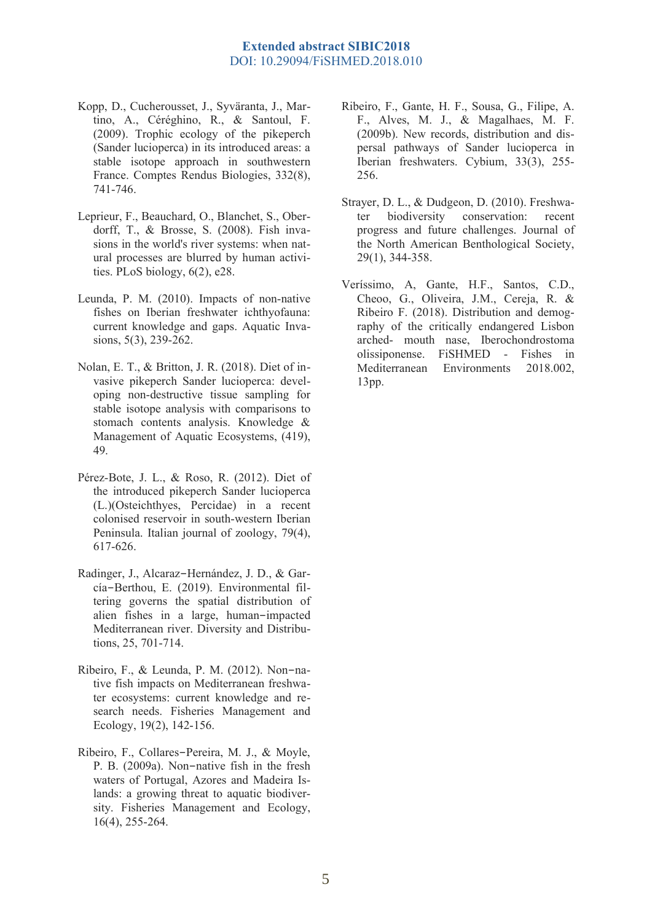Kopp, D., Cucherousset, J., Syväranta, J., Martino, A., Céréghino, R., & Santoul, F. (2009). Trophic ecology of the pikeperch (Sander lucioperca) in its introduced areas: a stable isotope approach in southwestern France. Comptes Rendus Biologies, 332(8), 741-746.

Leprieur, F., Beauchard, O., Blanchet, S., Oberdorff, T., & Brosse, S. (2008). Fish invasions in the world's river systems: when natural processes are blurred by human activities. PLoS biology, 6(2), e28.

Leunda, P. M. (2010). Impacts of non-native fishes on Iberian freshwater ichthyofauna: current knowledge and gaps. Aquatic Invasions, 5(3), 239-262.

Nolan, E. T., & Britton, J. R. (2018). Diet of invasive pikeperch Sander lucioperca: developing non-destructive tissue sampling for stable isotope analysis with comparisons to stomach contents analysis. Knowledge & Management of Aquatic Ecosystems, (419), 49.

Pérez-Bote, J. L., & Roso, R. (2012). Diet of the introduced pikeperch Sander lucioperca (L.)(Osteichthyes, Percidae) in a recent colonised reservoir in south-western Iberian Peninsula. Italian journal of zoology, 79(4), 617-626.

Radinger, J., Alcaraz‐Hernández, J. D., & García‐Berthou, E. (2019). Environmental filtering governs the spatial distribution of alien fishes in a large, human‐impacted Mediterranean river. Diversity and Distributions, 25, 701-714.

Ribeiro, F., & Leunda, P. M. (2012). Non‐native fish impacts on Mediterranean freshwater ecosystems: current knowledge and research needs. Fisheries Management and Ecology, 19(2), 142-156.

Ribeiro, F., Collares‐Pereira, M. J., & Moyle, P. B. (2009a). Non‐native fish in the fresh waters of Portugal, Azores and Madeira Islands: a growing threat to aquatic biodiversity. Fisheries Management and Ecology, 16(4), 255-264.

Ribeiro, F., Gante, H. F., Sousa, G., Filipe, A. F., Alves, M. J., & Magalhaes, M. F. (2009b). New records, distribution and dispersal pathways of Sander lucioperca in Iberian freshwaters. Cybium, 33(3), 255-256.

Strayer, D. L., & Dudgeon, D. (2010). Freshwater biodiversity conservation: recent progress and future challenges. Journal of the North American Benthological Society, 29(1), 344-358.

Veríssimo, A, Gante, H.F., Santos, C.D., Cheoo, G., Oliveira, J.M., Cereja, R. & Ribeiro F. (2018). Distribution and demography of the critically endangered Lisbon arched- mouth nase, Iberochondrostoma olisiponense. FiSHMED - Fishes in Mediterranean Environments 2018.002, 13pp.